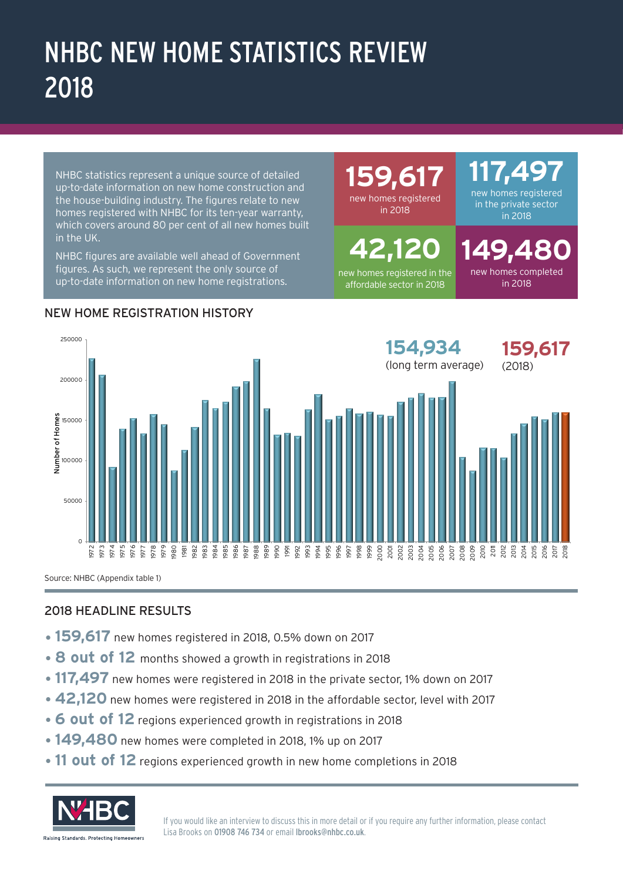# NHBC NEW HOME STATISTICS REVIEW 2018

NHBC statistics represent a unique source of detailed up-to-date information on new home construction and the house-building industry. The figures relate to new homes registered with NHBC for its ten-year warranty, which covers around 80 per cent of all new homes built in the UK.

NHBC figures are available well ahead of Government figures. As such, we represent the only source of up-to-date information on new home registrations.

**159,617** new homes registered in 2018

**117,497** new homes registered in the private sector in 2018

**42,120** new homes registered in the affordable sector in 2018

**149,480** new homes completed in 2018

## NEW HOME REGISTRATION HISTORY

**154,934** (long term average)

**159,617** (2018)

Source: NHBC (Appendix table 1)

## 2018 HEADLINE RESULTS

- **159,617** new homes registered in 2018, 0.5% down on 2017
- **8 out of 12** months showed a growth in registrations in 2018
- **117,497** new homes were registered in 2018 in the private sector, 1% down on 2017
- **42,120** new homes were registered in 2018 in the affordable sector, level with 2017
- **6 out of 12** regions experienced growth in registrations in 2018
- **149,480** new homes were completed in 2018, 1% up on 2017
- **11 out of 12** regions experienced growth in new home completions in 2018

NHBC

Raising Standards. Protecting Homeowners

If you would like an interview to discuss this in more detail or if you require any further information, please contact Lisa Brooks on 01908 746 734 or email lbrooks@nhbc.co.uk.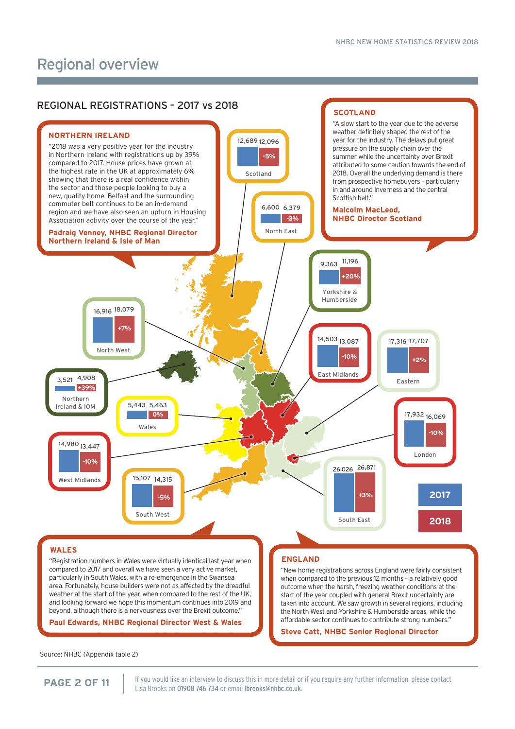# Regional overview

## REGIONAL REGISTRATIONS – 2017 vs 2018

| Region | 2017 | 2018 | Change |
| --- | --- | --- | --- |
| Scotland | 12,689 | 12,096 | -5% |
| North East | 6,600 | 6,379 | -3% |
| Yorkshire & Humberside | 9,363 | 11,196 | +20% |
| North West | 16,916 | 18,079 | +7% |
| Northern Ireland & IOM | 3,521 | 4,908 | +39% |
| East Midlands | 14,503 | 13,087 | -10% |
| Eastern | 17,316 | 17,707 | +2% |
| Wales | 5,443 | 5,463 | 0% |
| West Midlands | 14,980 | 13,447 | -10% |
| London | 17,932 | 16,069 | -10% |
| South West | 15,107 | 14,315 | -5% |
| South East | 26,026 | 26,871 | +3% |

### NORTHERN IRELAND

"2018 was a very positive year for the industry in Northern Ireland with registrations up by 39% compared to 2017. House prices have grown at the highest rate in the UK at approximately 6% showing that there is a real confidence within the sector and those people looking to buy a new, quality home. Belfast and the surrounding commuter belt continues to be an in-demand region and we have also seen an upturn in Housing Association activity over the course of the year."

**Padraig Venney, NHBC Regional Director Northern Ireland & Isle of Man**

### SCOTLAND

"A slow start to the year due to the adverse weather definitely shaped the rest of the year for the industry. The delays put great pressure on the supply chain over the summer while the uncertainty over Brexit attributed to some caution towards the end of 2018. Overall the underlying demand is there from prospective homebuyers – particularly in and around Inverness and the central Scottish belt."

**Malcolm MacLeod, NHBC Director Scotland**

### WALES

"Registration numbers in Wales were virtually identical last year when compared to 2017 and overall we have seen a very active market, particularly in South Wales, with a re-emergence in the Swansea area. Fortunately, house builders were not as affected by the dreadful weather at the start of the year, when compared to the rest of the UK, and looking forward we hope this momentum continues into 2019 and beyond, although there is a nervousness over the Brexit outcome."

**Paul Edwards, NHBC Regional Director West & Wales**

### ENGLAND

"New home registrations across England were fairly consistent when compared to the previous 12 months – a relatively good outcome when the harsh, freezing weather conditions at the start of the year coupled with general Brexit uncertainty are taken into account. We saw growth in several regions, including the North West and Yorkshire & Humberside areas, while the affordable sector continues to contribute strong numbers."

**Steve Catt, NHBC Senior Regional Director**

Source: NHBC (Appendix table 2)

If you would like an interview to discuss this in more detail or if you require any further information, please contact Lisa Brooks on 01908 746 734 or email lbrooks@nhbc.co.uk.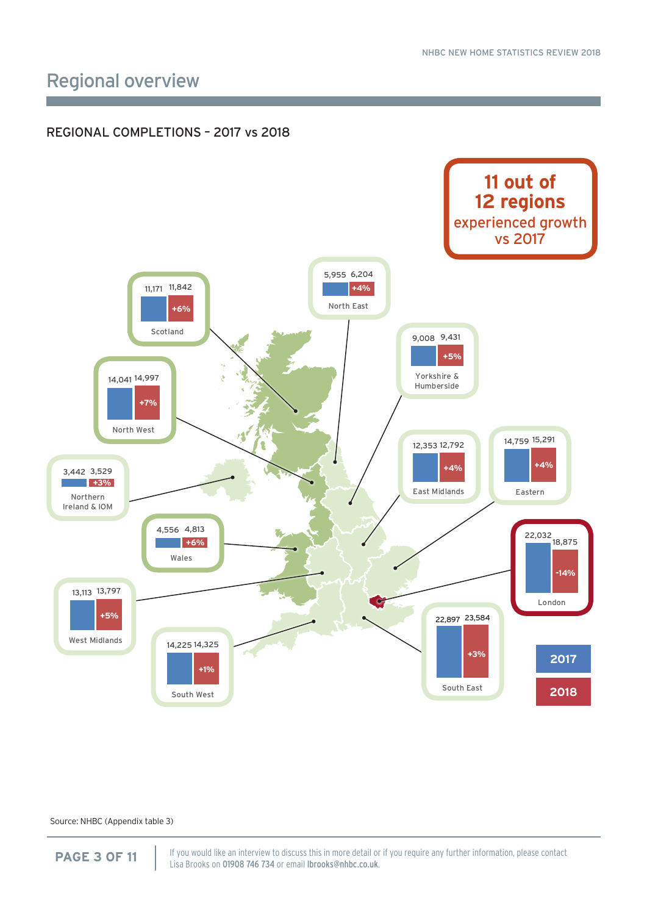# Regional overview

## REGIONAL COMPLETIONS – 2017 vs 2018

**11 out of 12 regions experienced growth vs 2017**

| Region | 2017 | 2018 | Change |
|---|---|---|---|
| Scotland | 11,171 | 11,842 | +6% |
| North East | 5,955 | 6,204 | +4% |
| Yorkshire & Humberside | 9,008 | 9,431 | +5% |
| North West | 14,041 | 14,997 | +7% |
| East Midlands | 12,353 | 12,792 | +4% |
| Eastern | 14,759 | 15,291 | +4% |
| Northern Ireland & IOM | 3,442 | 3,529 | +3% |
| Wales | 4,556 | 4,813 | +6% |
| London | 22,032 | 18,875 | -14% |
| West Midlands | 13,113 | 13,797 | +5% |
| South West | 14,225 | 14,325 | +1% |
| South East | 22,897 | 23,584 | +3% |

Source: NHBC (Appendix table 3)

If you would like an interview to discuss this in more detail or if you require any further information, please contact Lisa Brooks on **01908 746 734** or email **lbrooks@nhbc.co.uk**.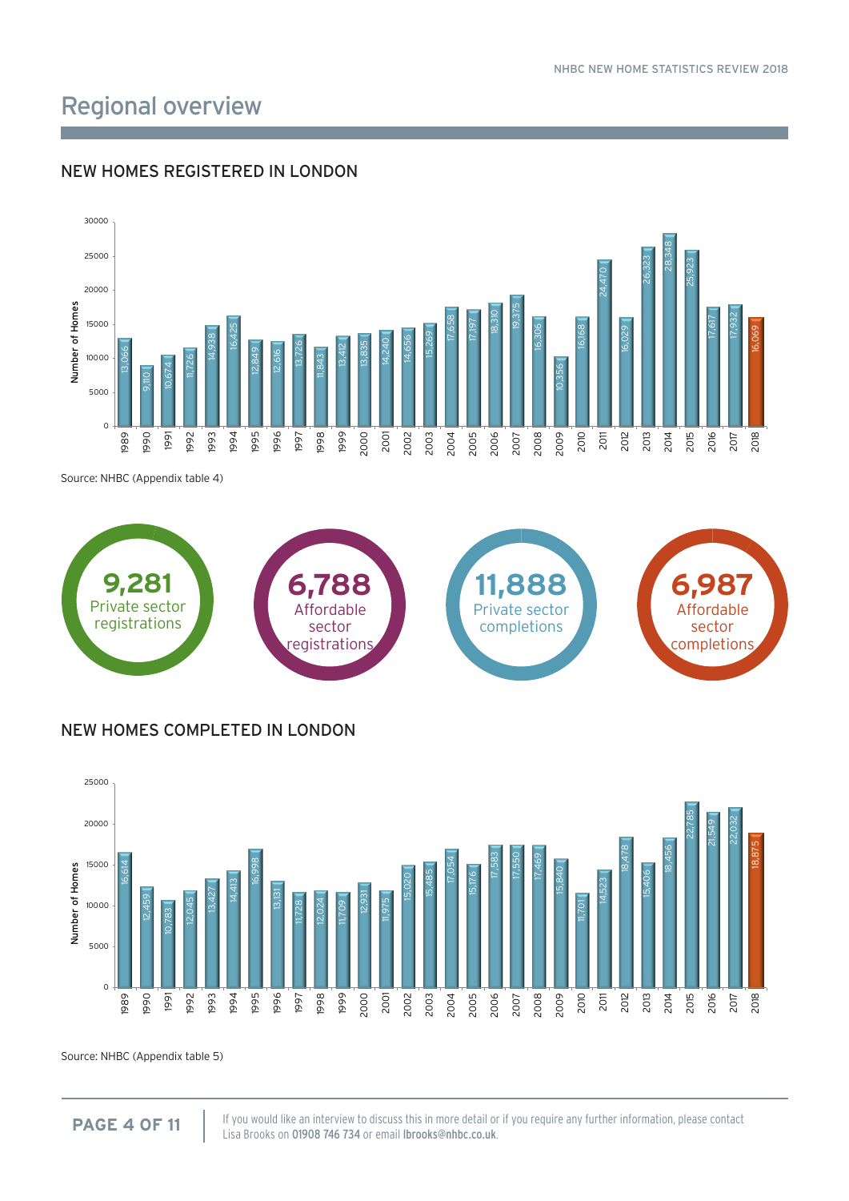## Regional overview

### NEW HOMES REGISTERED IN LONDON

| Year | Number of Homes |
|---|---|
| 1989 | 13,066 |
| 1990 | 9,110 |
| 1991 | 10,674 |
| 1992 | 11,726 |
| 1993 | 14,938 |
| 1994 | 16,425 |
| 1995 | 12,849 |
| 1996 | 12,616 |
| 1997 | 13,726 |
| 1998 | 11,843 |
| 1999 | 13,412 |
| 2000 | 13,835 |
| 2001 | 14,240 |
| 2002 | 14,656 |
| 2003 | 15,269 |
| 2004 | 17,658 |
| 2005 | 17,197 |
| 2006 | 18,310 |
| 2007 | 19,375 |
| 2008 | 16,306 |
| 2009 | 10,356 |
| 2010 | 16,168 |
| 2011 | 24,470 |
| 2012 | 16,029 |
| 2013 | 26,323 |
| 2014 | 28,348 |
| 2015 | 25,923 |
| 2016 | 17,617 |
| 2017 | 17,932 |
| 2018 | 16,069 |

Source: NHBC (Appendix table 4)

**9,281** Private sector registrations

**6,788** Affordable sector registrations

**11,888** Private sector completions

**6,987** Affordable sector completions

### NEW HOMES COMPLETED IN LONDON

| Year | Number of Homes |
|---|---|
| 1989 | 16,614 |
| 1990 | 12,459 |
| 1991 | 10,783 |
| 1992 | 12,045 |
| 1993 | 13,427 |
| 1994 | 14,413 |
| 1995 | 16,998 |
| 1996 | 13,131 |
| 1997 | 11,728 |
| 1998 | 12,024 |
| 1999 | 11,709 |
| 2000 | 12,931 |
| 2001 | 11,975 |
| 2002 | 15,020 |
| 2003 | 15,485 |
| 2004 | 17,054 |
| 2005 | 15,176 |
| 2006 | 17,583 |
| 2007 | 17,550 |
| 2008 | 17,469 |
| 2009 | 15,840 |
| 2010 | 11,701 |
| 2011 | 14,523 |
| 2012 | 18,478 |
| 2013 | 15,406 |
| 2014 | 18,456 |
| 2015 | 22,785 |
| 2016 | 21,549 |
| 2017 | 22,032 |
| 2018 | 18,875 |

Source: NHBC (Appendix table 5)

If you would like an interview to discuss this in more detail or if you require any further information, please contact Lisa Brooks on **01908 746 734** or email **lbrooks@nhbc.co.uk**.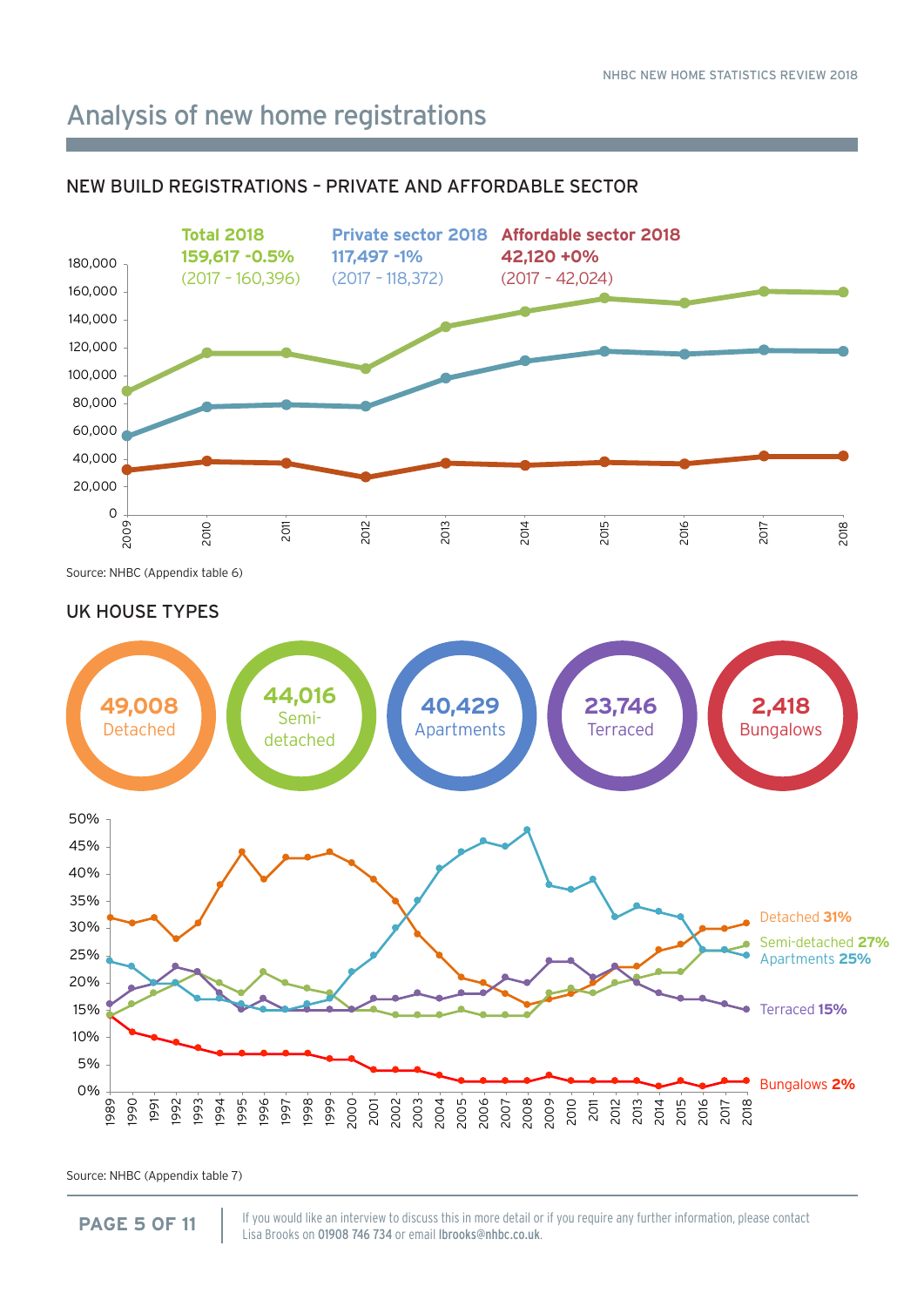# Analysis of new home registrations

## NEW BUILD REGISTRATIONS – PRIVATE AND AFFORDABLE SECTOR

**Total 2018**
**159,617 -0.5%**
(2017 - 160,396)

**Private sector 2018**
**117,497 -1%**
(2017 - 118,372)

**Affordable sector 2018**
**42,120 +0%**
(2017 - 42,024)

Source: NHBC (Appendix table 6)

## UK HOUSE TYPES

**49,008** Detached

**44,016** Semi-detached

**40,429** Apartments

**23,746** Terraced

**2,418** Bungalows

Detached **31%**
Semi-detached **27%**
Apartments **25%**
Terraced **15%**
Bungalows **2%**

Source: NHBC (Appendix table 7)

If you would like an interview to discuss this in more detail or if you require any further information, please contact Lisa Brooks on 01908 746 734 or email lbrooks@nhbc.co.uk.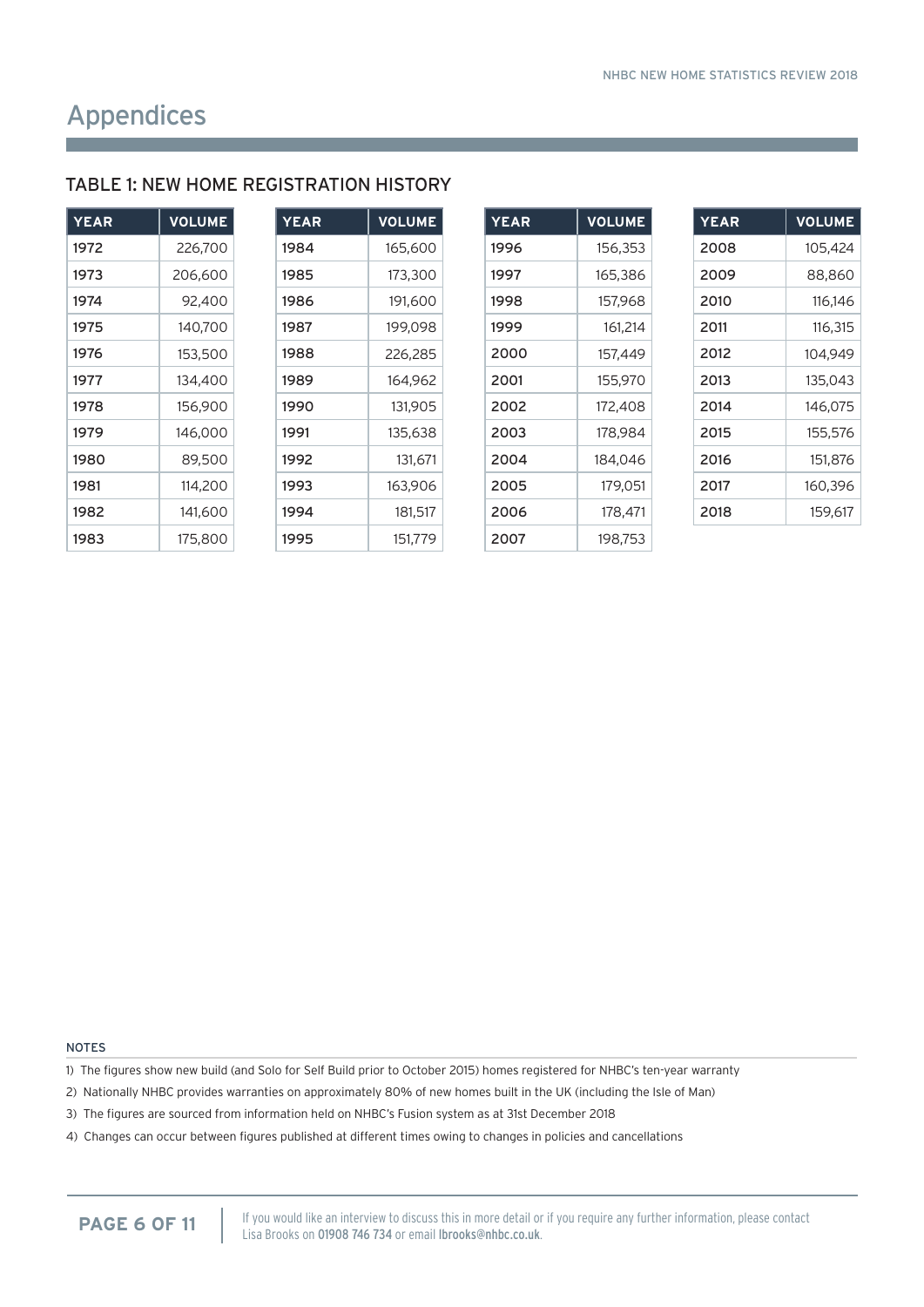# Appendices

## TABLE 1: NEW HOME REGISTRATION HISTORY

| YEAR | VOLUME | YEAR | VOLUME | YEAR | VOLUME | YEAR | VOLUME |
|---|---|---|---|---|---|---|---|
| 1972 | 226,700 | 1984 | 165,600 | 1996 | 156,353 | 2008 | 105,424 |
| 1973 | 206,600 | 1985 | 173,300 | 1997 | 165,386 | 2009 | 88,860 |
| 1974 | 92,400 | 1986 | 191,600 | 1998 | 157,968 | 2010 | 116,146 |
| 1975 | 140,700 | 1987 | 199,098 | 1999 | 161,214 | 2011 | 116,315 |
| 1976 | 153,500 | 1988 | 226,285 | 2000 | 157,449 | 2012 | 104,949 |
| 1977 | 134,400 | 1989 | 164,962 | 2001 | 155,970 | 2013 | 135,043 |
| 1978 | 156,900 | 1990 | 131,905 | 2002 | 172,408 | 2014 | 146,075 |
| 1979 | 146,000 | 1991 | 135,638 | 2003 | 178,984 | 2015 | 155,576 |
| 1980 | 89,500 | 1992 | 131,671 | 2004 | 184,046 | 2016 | 151,876 |
| 1981 | 114,200 | 1993 | 163,906 | 2005 | 179,051 | 2017 | 160,396 |
| 1982 | 141,600 | 1994 | 181,517 | 2006 | 178,471 | 2018 | 159,617 |
| 1983 | 175,800 | 1995 | 151,779 | 2007 | 198,753 | | |

NOTES

1) The figures show new build (and Solo for Self Build prior to October 2015) homes registered for NHBC's ten-year warranty
2) Nationally NHBC provides warranties on approximately 80% of new homes built in the UK (including the Isle of Man)
3) The figures are sourced from information held on NHBC's Fusion system as at 31st December 2018
4) Changes can occur between figures published at different times owing to changes in policies and cancellations

If you would like an interview to discuss this in more detail or if you require any further information, please contact Lisa Brooks on 01908 746 734 or email lbrooks@nhbc.co.uk.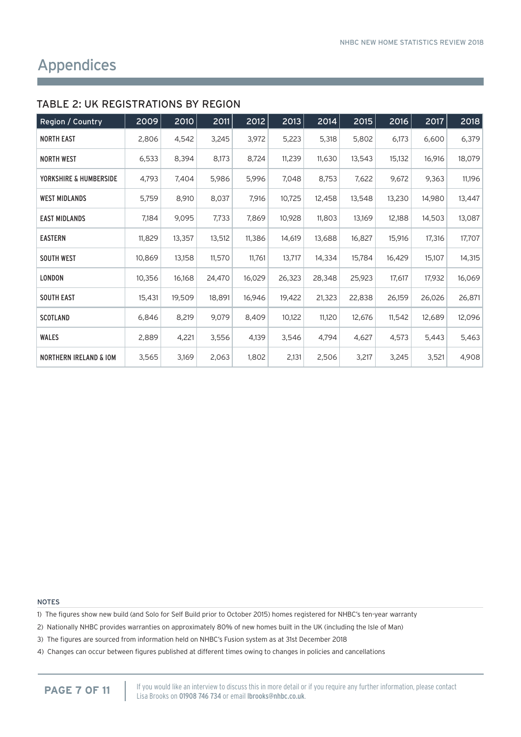# Appendices

## TABLE 2: UK REGISTRATIONS BY REGION

| Region / Country | 2009 | 2010 | 2011 | 2012 | 2013 | 2014 | 2015 | 2016 | 2017 | 2018 |
|---|---|---|---|---|---|---|---|---|---|---|
| NORTH EAST | 2,806 | 4,542 | 3,245 | 3,972 | 5,223 | 5,318 | 5,802 | 6,173 | 6,600 | 6,379 |
| NORTH WEST | 6,533 | 8,394 | 8,173 | 8,724 | 11,239 | 11,630 | 13,543 | 15,132 | 16,916 | 18,079 |
| YORKSHIRE & HUMBERSIDE | 4,793 | 7,404 | 5,986 | 5,996 | 7,048 | 8,753 | 7,622 | 9,672 | 9,363 | 11,196 |
| WEST MIDLANDS | 5,759 | 8,910 | 8,037 | 7,916 | 10,725 | 12,458 | 13,548 | 13,230 | 14,980 | 13,447 |
| EAST MIDLANDS | 7,184 | 9,095 | 7,733 | 7,869 | 10,928 | 11,803 | 13,169 | 12,188 | 14,503 | 13,087 |
| EASTERN | 11,829 | 13,357 | 13,512 | 11,386 | 14,619 | 13,688 | 16,827 | 15,916 | 17,316 | 17,707 |
| SOUTH WEST | 10,869 | 13,158 | 11,570 | 11,761 | 13,717 | 14,334 | 15,784 | 16,429 | 15,107 | 14,315 |
| LONDON | 10,356 | 16,168 | 24,470 | 16,029 | 26,323 | 28,348 | 25,923 | 17,617 | 17,932 | 16,069 |
| SOUTH EAST | 15,431 | 19,509 | 18,891 | 16,946 | 19,422 | 21,323 | 22,838 | 26,159 | 26,026 | 26,871 |
| SCOTLAND | 6,846 | 8,219 | 9,079 | 8,409 | 10,122 | 11,120 | 12,676 | 11,542 | 12,689 | 12,096 |
| WALES | 2,889 | 4,221 | 3,556 | 4,139 | 3,546 | 4,794 | 4,627 | 4,573 | 5,443 | 5,463 |
| NORTHERN IRELAND & IOM | 3,565 | 3,169 | 2,063 | 1,802 | 2,131 | 2,506 | 3,217 | 3,245 | 3,521 | 4,908 |

NOTES

1) The figures show new build (and Solo for Self Build prior to October 2015) homes registered for NHBC's ten-year warranty

2) Nationally NHBC provides warranties on approximately 80% of new homes built in the UK (including the Isle of Man)

3) The figures are sourced from information held on NHBC's Fusion system as at 31st December 2018

4) Changes can occur between figures published at different times owing to changes in policies and cancellations

If you would like an interview to discuss this in more detail or if you require any further information, please contact Lisa Brooks on 01908 746 734 or email lbrooks@nhbc.co.uk.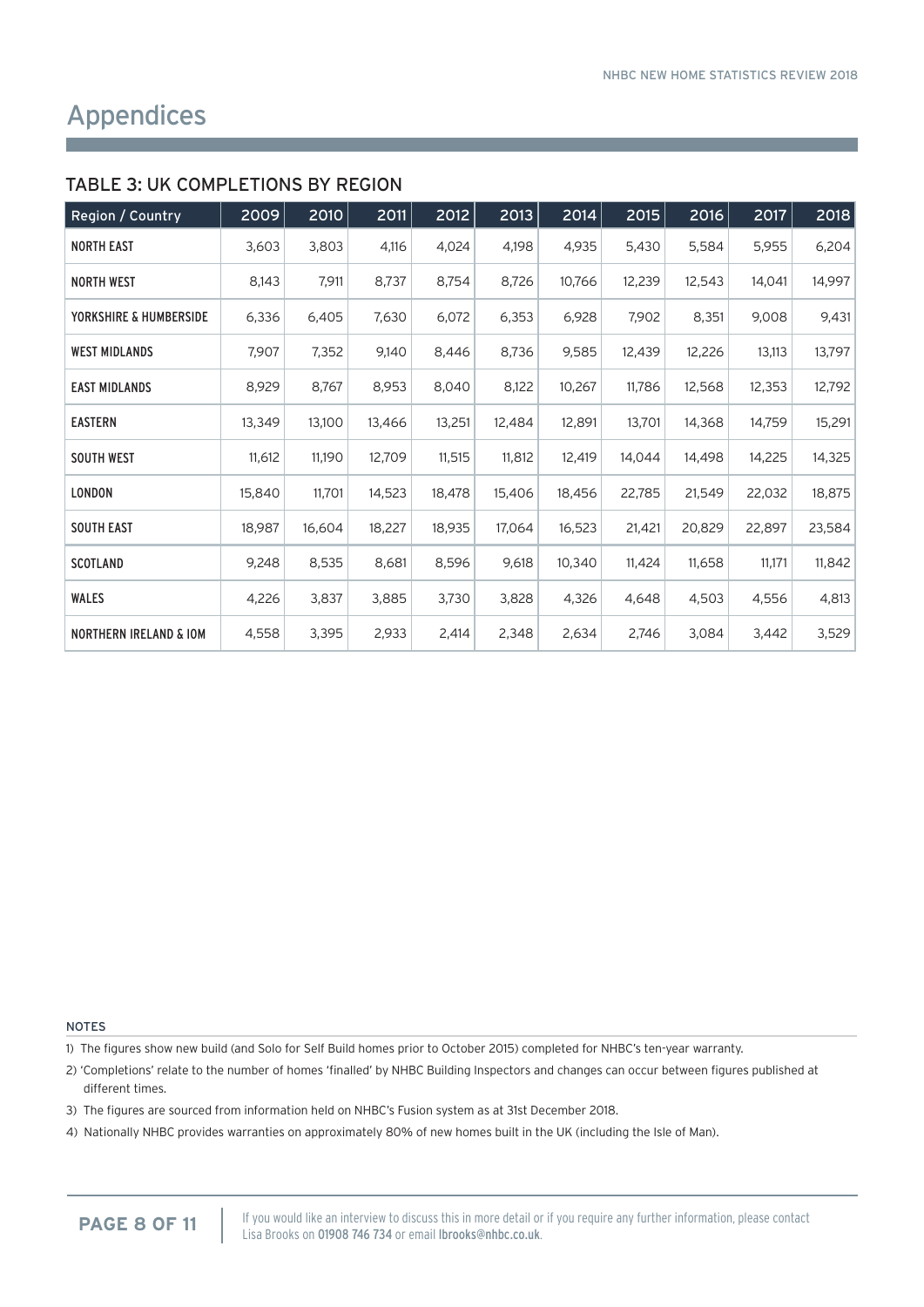# Appendices

## TABLE 3: UK COMPLETIONS BY REGION

| Region / Country | 2009 | 2010 | 2011 | 2012 | 2013 | 2014 | 2015 | 2016 | 2017 | 2018 |
|---|---|---|---|---|---|---|---|---|---|---|
| NORTH EAST | 3,603 | 3,803 | 4,116 | 4,024 | 4,198 | 4,935 | 5,430 | 5,584 | 5,955 | 6,204 |
| NORTH WEST | 8,143 | 7,911 | 8,737 | 8,754 | 8,726 | 10,766 | 12,239 | 12,543 | 14,041 | 14,997 |
| YORKSHIRE & HUMBERSIDE | 6,336 | 6,405 | 7,630 | 6,072 | 6,353 | 6,928 | 7,902 | 8,351 | 9,008 | 9,431 |
| WEST MIDLANDS | 7,907 | 7,352 | 9,140 | 8,446 | 8,736 | 9,585 | 12,439 | 12,226 | 13,113 | 13,797 |
| EAST MIDLANDS | 8,929 | 8,767 | 8,953 | 8,040 | 8,122 | 10,267 | 11,786 | 12,568 | 12,353 | 12,792 |
| EASTERN | 13,349 | 13,100 | 13,466 | 13,251 | 12,484 | 12,891 | 13,701 | 14,368 | 14,759 | 15,291 |
| SOUTH WEST | 11,612 | 11,190 | 12,709 | 11,515 | 11,812 | 12,419 | 14,044 | 14,498 | 14,225 | 14,325 |
| LONDON | 15,840 | 11,701 | 14,523 | 18,478 | 15,406 | 18,456 | 22,785 | 21,549 | 22,032 | 18,875 |
| SOUTH EAST | 18,987 | 16,604 | 18,227 | 18,935 | 17,064 | 16,523 | 21,421 | 20,829 | 22,897 | 23,584 |
| SCOTLAND | 9,248 | 8,535 | 8,681 | 8,596 | 9,618 | 10,340 | 11,424 | 11,658 | 11,171 | 11,842 |
| WALES | 4,226 | 3,837 | 3,885 | 3,730 | 3,828 | 4,326 | 4,648 | 4,503 | 4,556 | 4,813 |
| NORTHERN IRELAND & IOM | 4,558 | 3,395 | 2,933 | 2,414 | 2,348 | 2,634 | 2,746 | 3,084 | 3,442 | 3,529 |

NOTES

1) The figures show new build (and Solo for Self Build homes prior to October 2015) completed for NHBC's ten-year warranty.
2) 'Completions' relate to the number of homes 'finalled' by NHBC Building Inspectors and changes can occur between figures published at different times.
3) The figures are sourced from information held on NHBC's Fusion system as at 31st December 2018.
4) Nationally NHBC provides warranties on approximately 80% of new homes built in the UK (including the Isle of Man).

If you would like an interview to discuss this in more detail or if you require any further information, please contact Lisa Brooks on 01908 746 734 or email lbrooks@nhbc.co.uk.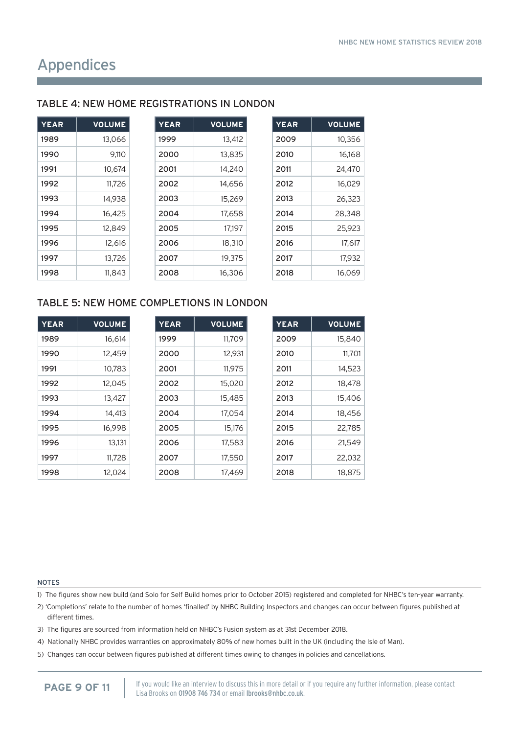# Appendices

## TABLE 4: NEW HOME REGISTRATIONS IN LONDON

| YEAR | VOLUME |
|---|---|
| 1989 | 13,066 |
| 1990 | 9,110 |
| 1991 | 10,674 |
| 1992 | 11,726 |
| 1993 | 14,938 |
| 1994 | 16,425 |
| 1995 | 12,849 |
| 1996 | 12,616 |
| 1997 | 13,726 |
| 1998 | 11,843 |

| YEAR | VOLUME |
|---|---|
| 1999 | 13,412 |
| 2000 | 13,835 |
| 2001 | 14,240 |
| 2002 | 14,656 |
| 2003 | 15,269 |
| 2004 | 17,658 |
| 2005 | 17,197 |
| 2006 | 18,310 |
| 2007 | 19,375 |
| 2008 | 16,306 |

| YEAR | VOLUME |
|---|---|
| 2009 | 10,356 |
| 2010 | 16,168 |
| 2011 | 24,470 |
| 2012 | 16,029 |
| 2013 | 26,323 |
| 2014 | 28,348 |
| 2015 | 25,923 |
| 2016 | 17,617 |
| 2017 | 17,932 |
| 2018 | 16,069 |

## TABLE 5: NEW HOME COMPLETIONS IN LONDON

| YEAR | VOLUME |
|---|---|
| 1989 | 16,614 |
| 1990 | 12,459 |
| 1991 | 10,783 |
| 1992 | 12,045 |
| 1993 | 13,427 |
| 1994 | 14,413 |
| 1995 | 16,998 |
| 1996 | 13,131 |
| 1997 | 11,728 |
| 1998 | 12,024 |

| YEAR | VOLUME |
|---|---|
| 1999 | 11,709 |
| 2000 | 12,931 |
| 2001 | 11,975 |
| 2002 | 15,020 |
| 2003 | 15,485 |
| 2004 | 17,054 |
| 2005 | 15,176 |
| 2006 | 17,583 |
| 2007 | 17,550 |
| 2008 | 17,469 |

| YEAR | VOLUME |
|---|---|
| 2009 | 15,840 |
| 2010 | 11,701 |
| 2011 | 14,523 |
| 2012 | 18,478 |
| 2013 | 15,406 |
| 2014 | 18,456 |
| 2015 | 22,785 |
| 2016 | 21,549 |
| 2017 | 22,032 |
| 2018 | 18,875 |

### NOTES

1) The figures show new build (and Solo for Self Build homes prior to October 2015) registered and completed for NHBC's ten-year warranty.
2) 'Completions' relate to the number of homes 'finalled' by NHBC Building Inspectors and changes can occur between figures published at different times.
3) The figures are sourced from information held on NHBC's Fusion system as at 31st December 2018.
4) Nationally NHBC provides warranties on approximately 80% of new homes built in the UK (including the Isle of Man).
5) Changes can occur between figures published at different times owing to changes in policies and cancellations.

If you would like an interview to discuss this in more detail or if you require any further information, please contact Lisa Brooks on 01908 746 734 or email lbrooks@nhbc.co.uk.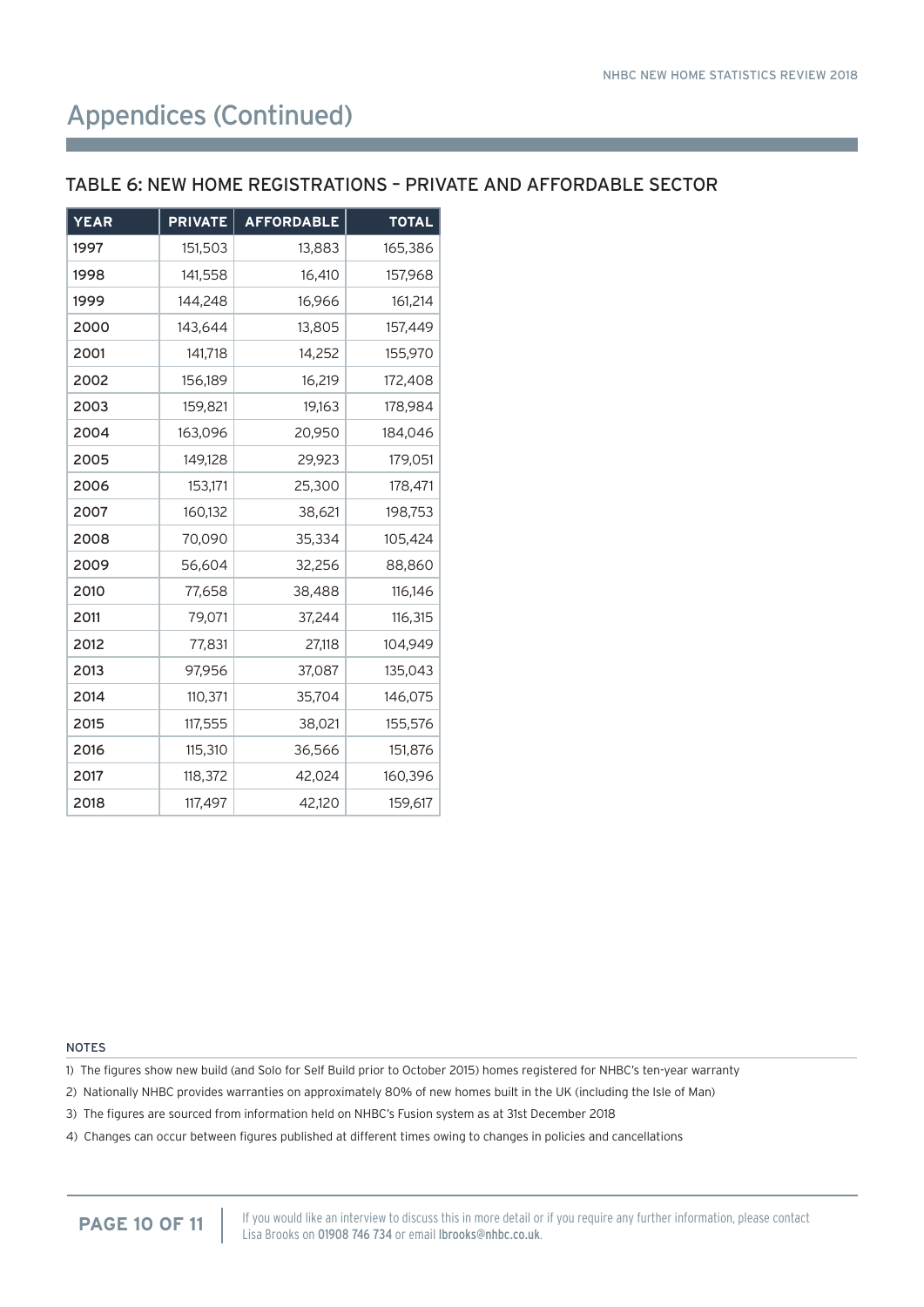# Appendices (Continued)

## TABLE 6: NEW HOME REGISTRATIONS – PRIVATE AND AFFORDABLE SECTOR

| YEAR | PRIVATE | AFFORDABLE | TOTAL |
|---|---|---|---|
| 1997 | 151,503 | 13,883 | 165,386 |
| 1998 | 141,558 | 16,410 | 157,968 |
| 1999 | 144,248 | 16,966 | 161,214 |
| 2000 | 143,644 | 13,805 | 157,449 |
| 2001 | 141,718 | 14,252 | 155,970 |
| 2002 | 156,189 | 16,219 | 172,408 |
| 2003 | 159,821 | 19,163 | 178,984 |
| 2004 | 163,096 | 20,950 | 184,046 |
| 2005 | 149,128 | 29,923 | 179,051 |
| 2006 | 153,171 | 25,300 | 178,471 |
| 2007 | 160,132 | 38,621 | 198,753 |
| 2008 | 70,090 | 35,334 | 105,424 |
| 2009 | 56,604 | 32,256 | 88,860 |
| 2010 | 77,658 | 38,488 | 116,146 |
| 2011 | 79,071 | 37,244 | 116,315 |
| 2012 | 77,831 | 27,118 | 104,949 |
| 2013 | 97,956 | 37,087 | 135,043 |
| 2014 | 110,371 | 35,704 | 146,075 |
| 2015 | 117,555 | 38,021 | 155,576 |
| 2016 | 115,310 | 36,566 | 151,876 |
| 2017 | 118,372 | 42,024 | 160,396 |
| 2018 | 117,497 | 42,120 | 159,617 |

NOTES

1) The figures show new build (and Solo for Self Build prior to October 2015) homes registered for NHBC's ten-year warranty
2) Nationally NHBC provides warranties on approximately 80% of new homes built in the UK (including the Isle of Man)
3) The figures are sourced from information held on NHBC's Fusion system as at 31st December 2018
4) Changes can occur between figures published at different times owing to changes in policies and cancellations

If you would like an interview to discuss this in more detail or if you require any further information, please contact Lisa Brooks on 01908 746 734 or email lbrooks@nhbc.co.uk.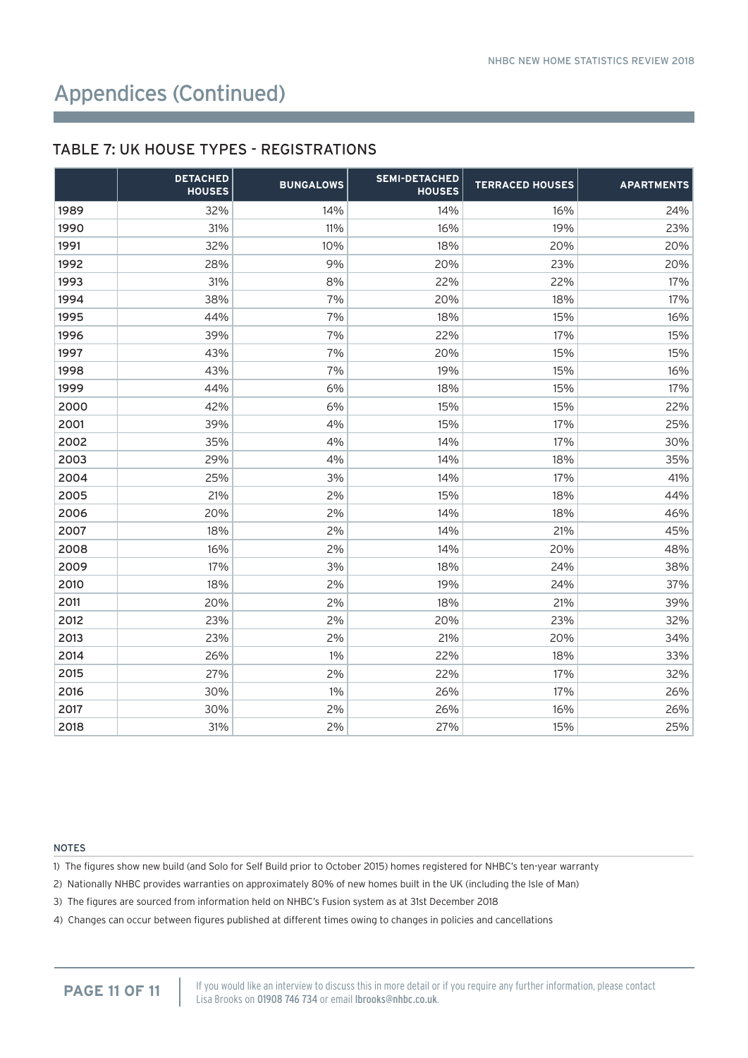# Appendices (Continued)

## TABLE 7: UK HOUSE TYPES - REGISTRATIONS

| | DETACHED HOUSES | BUNGALOWS | SEMI-DETACHED HOUSES | TERRACED HOUSES | APARTMENTS |
|---|---|---|---|---|---|
| 1989 | 32% | 14% | 14% | 16% | 24% |
| 1990 | 31% | 11% | 16% | 19% | 23% |
| 1991 | 32% | 10% | 18% | 20% | 20% |
| 1992 | 28% | 9% | 20% | 23% | 20% |
| 1993 | 31% | 8% | 22% | 22% | 17% |
| 1994 | 38% | 7% | 20% | 18% | 17% |
| 1995 | 44% | 7% | 18% | 15% | 16% |
| 1996 | 39% | 7% | 22% | 17% | 15% |
| 1997 | 43% | 7% | 20% | 15% | 15% |
| 1998 | 43% | 7% | 19% | 15% | 16% |
| 1999 | 44% | 6% | 18% | 15% | 17% |
| 2000 | 42% | 6% | 15% | 15% | 22% |
| 2001 | 39% | 4% | 15% | 17% | 25% |
| 2002 | 35% | 4% | 14% | 17% | 30% |
| 2003 | 29% | 4% | 14% | 18% | 35% |
| 2004 | 25% | 3% | 14% | 17% | 41% |
| 2005 | 21% | 2% | 15% | 18% | 44% |
| 2006 | 20% | 2% | 14% | 18% | 46% |
| 2007 | 18% | 2% | 14% | 21% | 45% |
| 2008 | 16% | 2% | 14% | 20% | 48% |
| 2009 | 17% | 3% | 18% | 24% | 38% |
| 2010 | 18% | 2% | 19% | 24% | 37% |
| 2011 | 20% | 2% | 18% | 21% | 39% |
| 2012 | 23% | 2% | 20% | 23% | 32% |
| 2013 | 23% | 2% | 21% | 20% | 34% |
| 2014 | 26% | 1% | 22% | 18% | 33% |
| 2015 | 27% | 2% | 22% | 17% | 32% |
| 2016 | 30% | 1% | 26% | 17% | 26% |
| 2017 | 30% | 2% | 26% | 16% | 26% |
| 2018 | 31% | 2% | 27% | 15% | 25% |

NOTES

1) The figures show new build (and Solo for Self Build prior to October 2015) homes registered for NHBC's ten-year warranty

2) Nationally NHBC provides warranties on approximately 80% of new homes built in the UK (including the Isle of Man)

3) The figures are sourced from information held on NHBC's Fusion system as at 31st December 2018

4) Changes can occur between figures published at different times owing to changes in policies and cancellations

If you would like an interview to discuss this in more detail or if you require any further information, please contact Lisa Brooks on 01908 746 734 or email lbrooks@nhbc.co.uk.